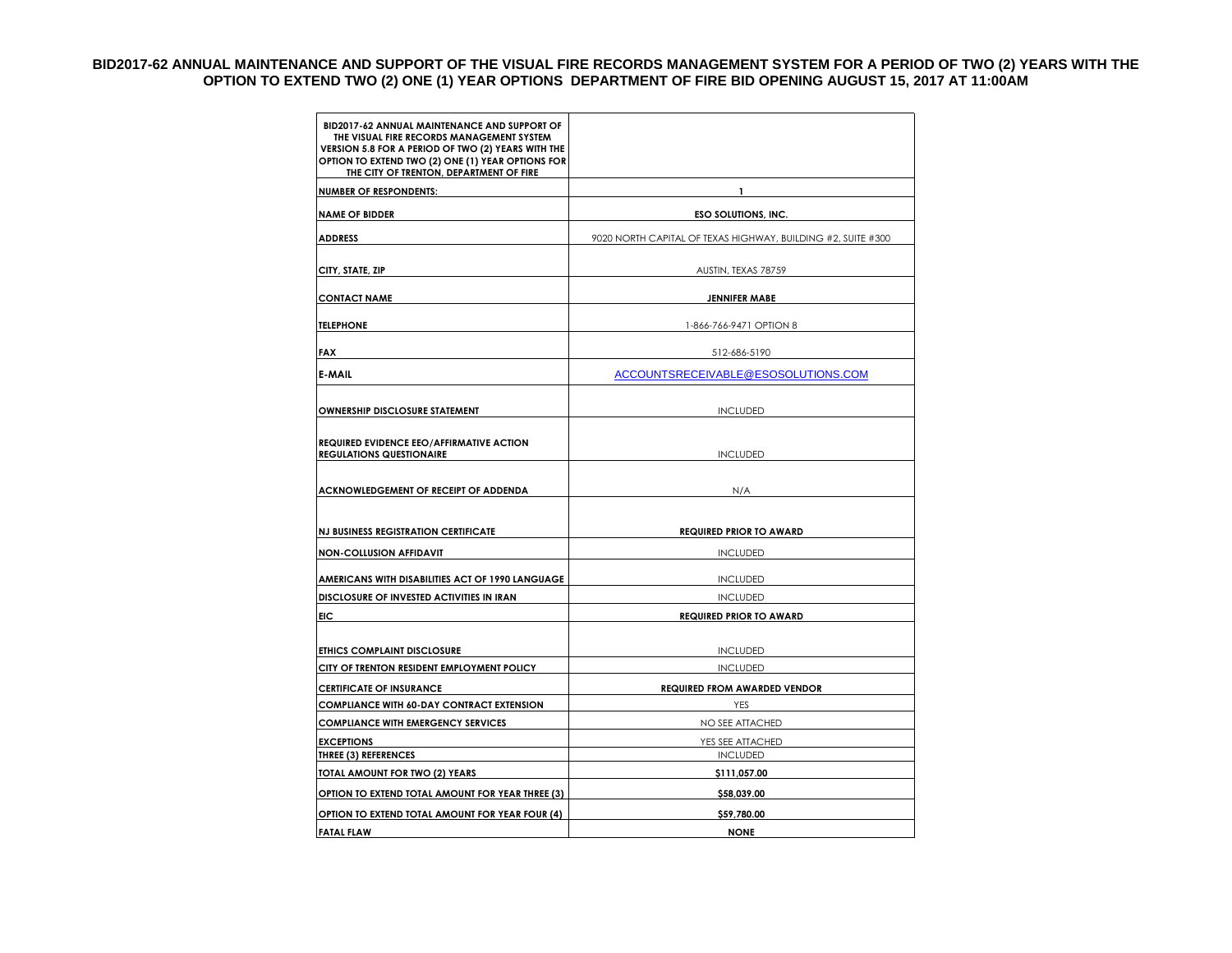# BID2017-62 ANNUAL MAINTENANCE AND SUPPORT OF THE VISUAL FIRE RECORDS MANAGEMENT SYSTEM FOR A PERIOD OF TWO (2) YEARS WITH THE OPTION TO EXTEND TWO (2) ONE (1) YEAR OPTIONS DEPARTMENT OF FIRE BID OPENING AUGUST 15, 2017 AT 11:00AM

| BID2017-62 ANNUAL MAINTENANCE AND SUPPORT OF THE VISUAL FIRE RECORDS MANAGEMENT SYSTEM VERSION 5.8 FOR A PERIOD OF TWO (2) YEARS WITH THE OPTION TO EXTEND TWO (2) ONE (1) YEAR OPTIONS FOR THE CITY OF TRENTON, DEPARTMENT OF FIRE | |
|---|---|
| NUMBER OF RESPONDENTS: | 1 |
| NAME OF BIDDER | ESO SOLUTIONS, INC. |
| ADDRESS | 9020 NORTH CAPITAL OF TEXAS HIGHWAY, BUILDING #2, SUITE #300 |
| CITY, STATE, ZIP | AUSTIN, TEXAS 78759 |
| CONTACT NAME | JENNIFER MABE |
| TELEPHONE | 1-866-766-9471 OPTION 8 |
| FAX | 512-686-5190 |
| E-MAIL | ACCOUNTSRECEIVABLE@ESOSOLUTIONS.COM |
| OWNERSHIP DISCLOSURE STATEMENT | INCLUDED |
| REQUIRED EVIDENCE EEO/AFFIRMATIVE ACTION REGULATIONS QUESTIONAIRE | INCLUDED |
| ACKNOWLEDGEMENT OF RECEIPT OF ADDENDA | N/A |
| NJ BUSINESS REGISTRATION CERTIFICATE | REQUIRED PRIOR TO AWARD |
| NON-COLLUSION AFFIDAVIT | INCLUDED |
| AMERICANS WITH DISABILITIES ACT OF 1990 LANGUAGE | INCLUDED |
| DISCLOSURE OF INVESTED ACTIVITIES IN IRAN | INCLUDED |
| EIC | REQUIRED PRIOR TO AWARD |
| ETHICS COMPLAINT DISCLOSURE | INCLUDED |
| CITY OF TRENTON RESIDENT EMPLOYMENT POLICY | INCLUDED |
| CERTIFICATE OF INSURANCE | REQUIRED FROM AWARDED VENDOR |
| COMPLIANCE WITH 60-DAY CONTRACT EXTENSION | YES |
| COMPLIANCE WITH EMERGENCY SERVICES | NO SEE ATTACHED |
| EXCEPTIONS | YES SEE ATTACHED |
| THREE (3) REFERENCES | INCLUDED |
| TOTAL AMOUNT FOR TWO (2) YEARS | $111,057.00 |
| OPTION TO EXTEND TOTAL AMOUNT FOR YEAR THREE (3) | $58,039.00 |
| OPTION TO EXTEND TOTAL AMOUNT FOR YEAR FOUR (4) | $59,780.00 |
| FATAL FLAW | NONE |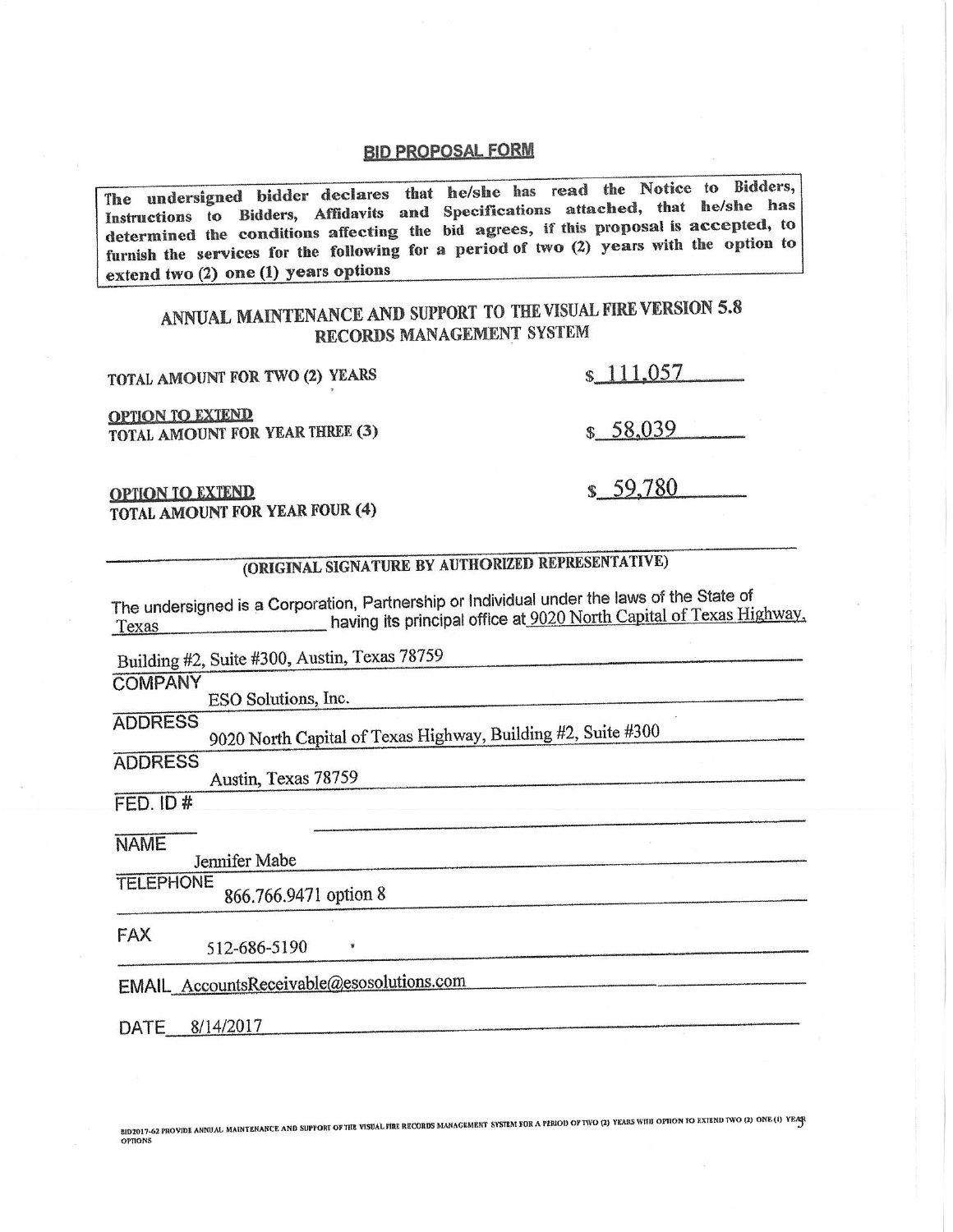## BID PROPOSAL FORM

The undersigned bidder declares that he/she has read the Notice to Bidders, Instructions to Bidders, Affidavits and Specifications attached, that he/she has determined the conditions affecting the bid agrees, if this proposal is accepted, to furnish the services for the following for a period of two (2) years with the option to extend two (2) one (1) years options

### ANNUAL MAINTENANCE AND SUPPORT TO THE VISUAL FIRE VERSION 5.8 RECORDS MANAGEMENT SYSTEM

TOTAL AMOUNT FOR TWO (2) YEARS $ 111,057

OPTION TO EXTEND
TOTAL AMOUNT FOR YEAR THREE (3) $ 58,039

OPTION TO EXTEND
TOTAL AMOUNT FOR YEAR FOUR (4) $ 59,780

(ORIGINAL SIGNATURE BY AUTHORIZED REPRESENTATIVE)

The undersigned is a Corporation, Partnership or Individual under the laws of the State of Texas having its principal office at 9020 North Capital of Texas Highway, Building #2, Suite #300, Austin, Texas 78759

COMPANY ESO Solutions, Inc.

ADDRESS 9020 North Capital of Texas Highway, Building #2, Suite #300

ADDRESS Austin, Texas 78759

FED. ID #

NAME Jennifer Mabe

TELEPHONE 866.766.9471 option 8

FAX 512-686-5190

EMAIL AccountsReceivable@esosolutions.com

DATE 8/14/2017

BID2017-62 PROVIDE ANNUAL MAINTENANCE AND SUPPORT OF THE VISUAL FIRE RECORDS MANAGEMENT SYSTEM FOR A PERIOD OF TWO (2) YEARS WITH OPTION TO EXTEND TWO (2) ONE (1) YEAR OPTIONS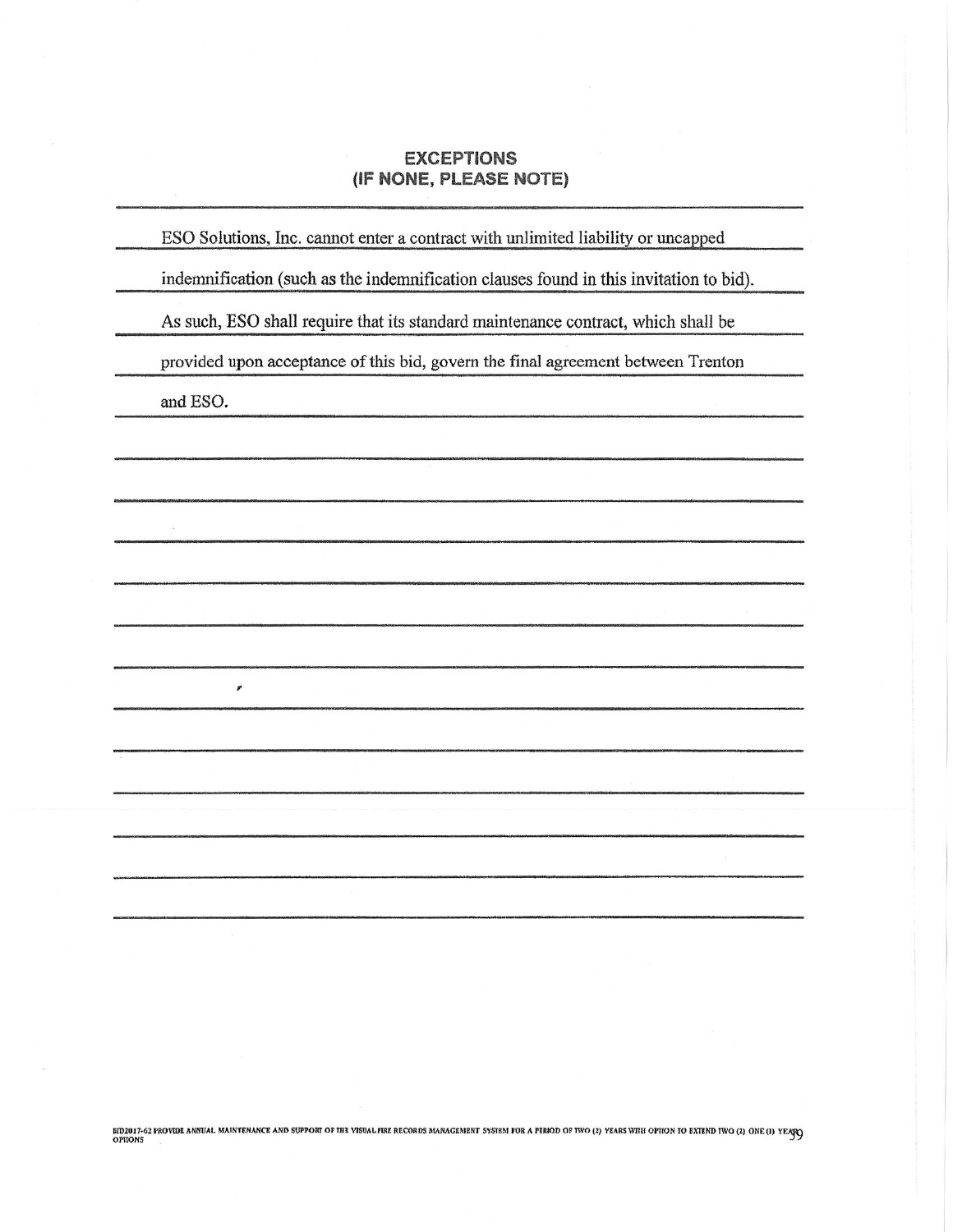## EXCEPTIONS
## (IF NONE, PLEASE NOTE)

ESO Solutions, Inc. cannot enter a contract with unlimited liability or uncapped indemnification (such as the indemnification clauses found in this invitation to bid). As such, ESO shall require that its standard maintenance contract, which shall be provided upon acceptance of this bid, govern the final agreement between Trenton and ESO.

BID2017-62 PROVIDE ANNUAL MAINTENANCE AND SUPPORT OF THE VISUAL FIRE RECORDS MANAGEMENT SYSTEM FOR A PERIOD OF TWO (2) YEARS WITH OPTION TO EXTEND TWO (2) ONE (1) YEAR OPTIONS